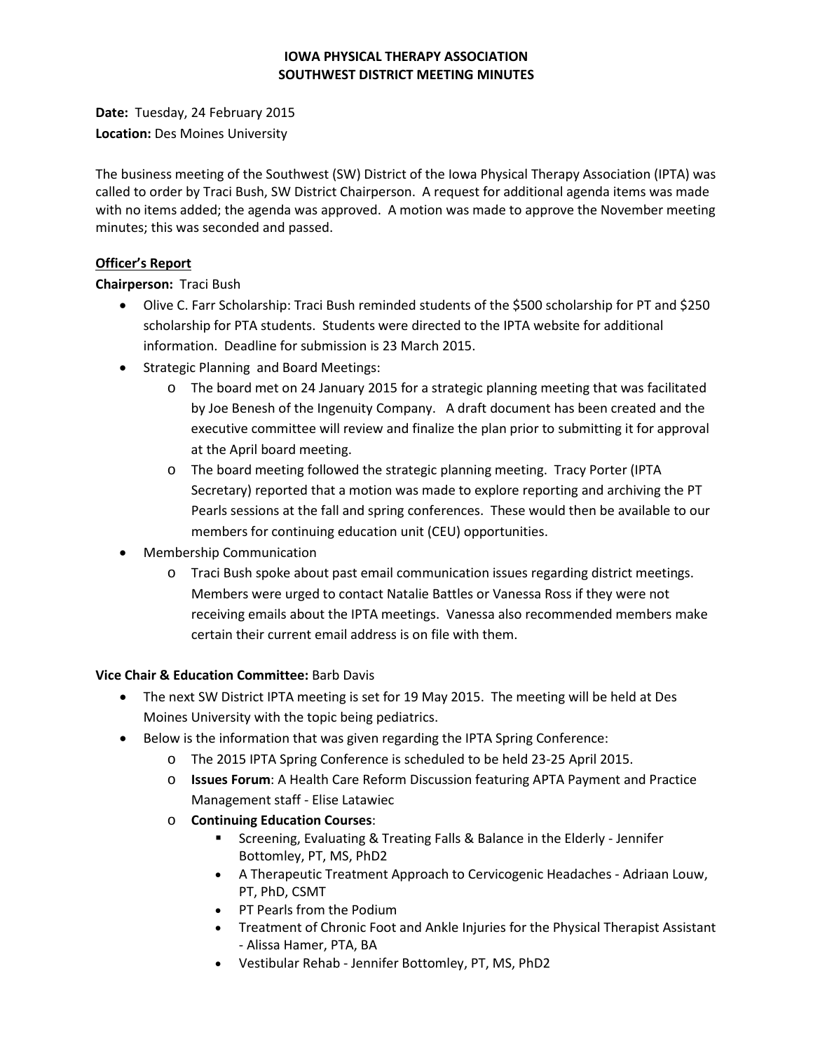# IOWA PHYSICAL THERAPY ASSOCIATION
## SOUTHWEST DISTRICT MEETING MINUTES

**Date:** Tuesday, 24 February 2015
**Location:** Des Moines University

The business meeting of the Southwest (SW) District of the Iowa Physical Therapy Association (IPTA) was called to order by Traci Bush, SW District Chairperson. A request for additional agenda items was made with no items added; the agenda was approved. A motion was made to approve the November meeting minutes; this was seconded and passed.

### Officer's Report

**Chairperson:** Traci Bush

- Olive C. Farr Scholarship: Traci Bush reminded students of the $500 scholarship for PT and $250 scholarship for PTA students. Students were directed to the IPTA website for additional information. Deadline for submission is 23 March 2015.
- Strategic Planning and Board Meetings:
  - The board met on 24 January 2015 for a strategic planning meeting that was facilitated by Joe Benesh of the Ingenuity Company. A draft document has been created and the executive committee will review and finalize the plan prior to submitting it for approval at the April board meeting.
  - The board meeting followed the strategic planning meeting. Tracy Porter (IPTA Secretary) reported that a motion was made to explore reporting and archiving the PT Pearls sessions at the fall and spring conferences. These would then be available to our members for continuing education unit (CEU) opportunities.
- Membership Communication
  - Traci Bush spoke about past email communication issues regarding district meetings. Members were urged to contact Natalie Battles or Vanessa Ross if they were not receiving emails about the IPTA meetings. Vanessa also recommended members make certain their current email address is on file with them.

**Vice Chair & Education Committee:** Barb Davis

- The next SW District IPTA meeting is set for 19 May 2015. The meeting will be held at Des Moines University with the topic being pediatrics.
- Below is the information that was given regarding the IPTA Spring Conference:
  - The 2015 IPTA Spring Conference is scheduled to be held 23-25 April 2015.
  - **Issues Forum**: A Health Care Reform Discussion featuring APTA Payment and Practice Management staff - Elise Latawiec
  - **Continuing Education Courses**:
    - Screening, Evaluating & Treating Falls & Balance in the Elderly - Jennifer Bottomley, PT, MS, PhD2
    - A Therapeutic Treatment Approach to Cervicogenic Headaches - Adriaan Louw, PT, PhD, CSMT
    - PT Pearls from the Podium
    - Treatment of Chronic Foot and Ankle Injuries for the Physical Therapist Assistant - Alissa Hamer, PTA, BA
    - Vestibular Rehab - Jennifer Bottomley, PT, MS, PhD2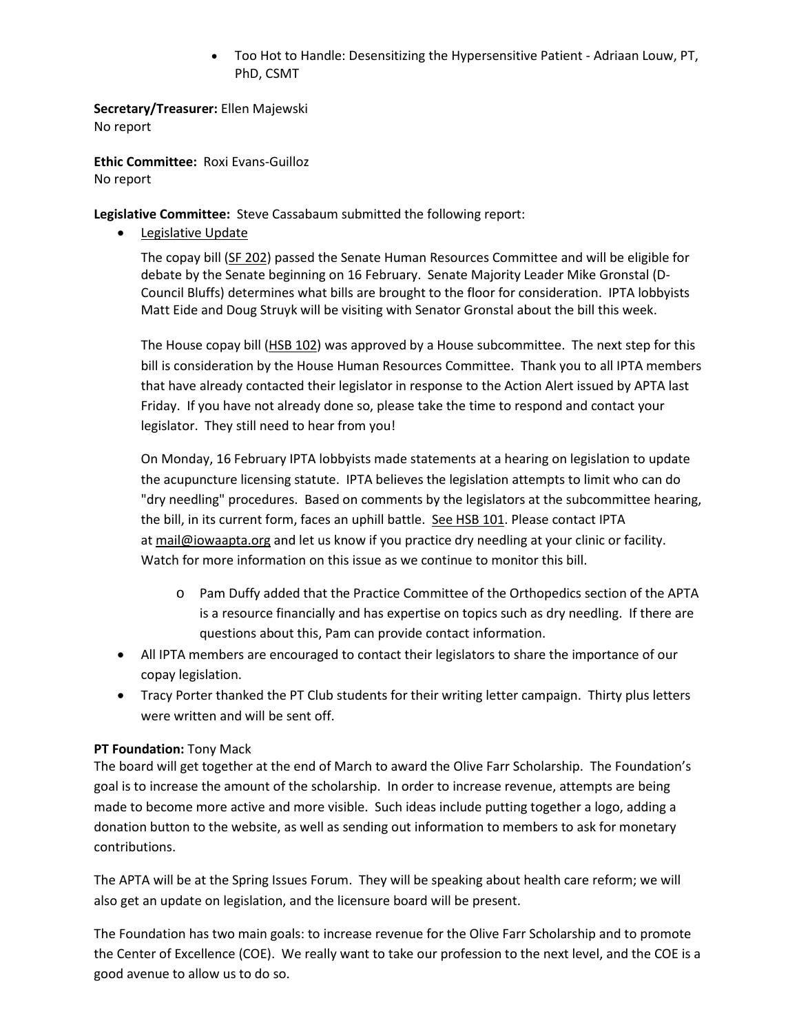- Too Hot to Handle: Desensitizing the Hypersensitive Patient - Adriaan Louw, PT, PhD, CSMT

**Secretary/Treasurer:** Ellen Majewski
No report

**Ethic Committee:** Roxi Evans-Guilloz
No report

**Legislative Committee:** Steve Cassabaum submitted the following report:

- Legislative Update

  The copay bill (SF 202) passed the Senate Human Resources Committee and will be eligible for debate by the Senate beginning on 16 February. Senate Majority Leader Mike Gronstal (D-Council Bluffs) determines what bills are brought to the floor for consideration. IPTA lobbyists Matt Eide and Doug Struyk will be visiting with Senator Gronstal about the bill this week.

  The House copay bill (HSB 102) was approved by a House subcommittee. The next step for this bill is consideration by the House Human Resources Committee. Thank you to all IPTA members that have already contacted their legislator in response to the Action Alert issued by APTA last Friday. If you have not already done so, please take the time to respond and contact your legislator. They still need to hear from you!

  On Monday, 16 February IPTA lobbyists made statements at a hearing on legislation to update the acupuncture licensing statute. IPTA believes the legislation attempts to limit who can do "dry needling" procedures. Based on comments by the legislators at the subcommittee hearing, the bill, in its current form, faces an uphill battle. See HSB 101. Please contact IPTA at mail@iowaapta.org and let us know if you practice dry needling at your clinic or facility. Watch for more information on this issue as we continue to monitor this bill.

    - Pam Duffy added that the Practice Committee of the Orthopedics section of the APTA is a resource financially and has expertise on topics such as dry needling. If there are questions about this, Pam can provide contact information.

- All IPTA members are encouraged to contact their legislators to share the importance of our copay legislation.
- Tracy Porter thanked the PT Club students for their writing letter campaign. Thirty plus letters were written and will be sent off.

**PT Foundation:** Tony Mack
The board will get together at the end of March to award the Olive Farr Scholarship. The Foundation's goal is to increase the amount of the scholarship. In order to increase revenue, attempts are being made to become more active and more visible. Such ideas include putting together a logo, adding a donation button to the website, as well as sending out information to members to ask for monetary contributions.

The APTA will be at the Spring Issues Forum. They will be speaking about health care reform; we will also get an update on legislation, and the licensure board will be present.

The Foundation has two main goals: to increase revenue for the Olive Farr Scholarship and to promote the Center of Excellence (COE). We really want to take our profession to the next level, and the COE is a good avenue to allow us to do so.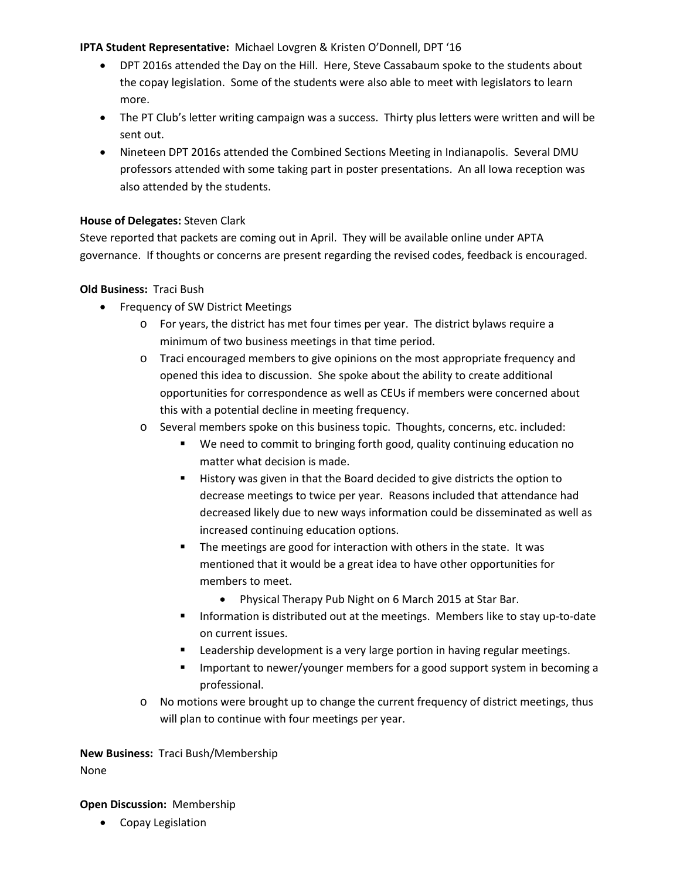**IPTA Student Representative:** Michael Lovgren & Kristen O'Donnell, DPT '16

- DPT 2016s attended the Day on the Hill. Here, Steve Cassabaum spoke to the students about the copay legislation. Some of the students were also able to meet with legislators to learn more.
- The PT Club's letter writing campaign was a success. Thirty plus letters were written and will be sent out.
- Nineteen DPT 2016s attended the Combined Sections Meeting in Indianapolis. Several DMU professors attended with some taking part in poster presentations. An all Iowa reception was also attended by the students.

**House of Delegates:** Steven Clark

Steve reported that packets are coming out in April. They will be available online under APTA governance. If thoughts or concerns are present regarding the revised codes, feedback is encouraged.

**Old Business:** Traci Bush

- Frequency of SW District Meetings
  - For years, the district has met four times per year. The district bylaws require a minimum of two business meetings in that time period.
  - Traci encouraged members to give opinions on the most appropriate frequency and opened this idea to discussion. She spoke about the ability to create additional opportunities for correspondence as well as CEUs if members were concerned about this with a potential decline in meeting frequency.
  - Several members spoke on this business topic. Thoughts, concerns, etc. included:
    - We need to commit to bringing forth good, quality continuing education no matter what decision is made.
    - History was given in that the Board decided to give districts the option to decrease meetings to twice per year. Reasons included that attendance had decreased likely due to new ways information could be disseminated as well as increased continuing education options.
    - The meetings are good for interaction with others in the state. It was mentioned that it would be a great idea to have other opportunities for members to meet.
      - Physical Therapy Pub Night on 6 March 2015 at Star Bar.
    - Information is distributed out at the meetings. Members like to stay up-to-date on current issues.
    - Leadership development is a very large portion in having regular meetings.
    - Important to newer/younger members for a good support system in becoming a professional.
  - No motions were brought up to change the current frequency of district meetings, thus will plan to continue with four meetings per year.

**New Business:** Traci Bush/Membership

None

**Open Discussion:** Membership

- Copay Legislation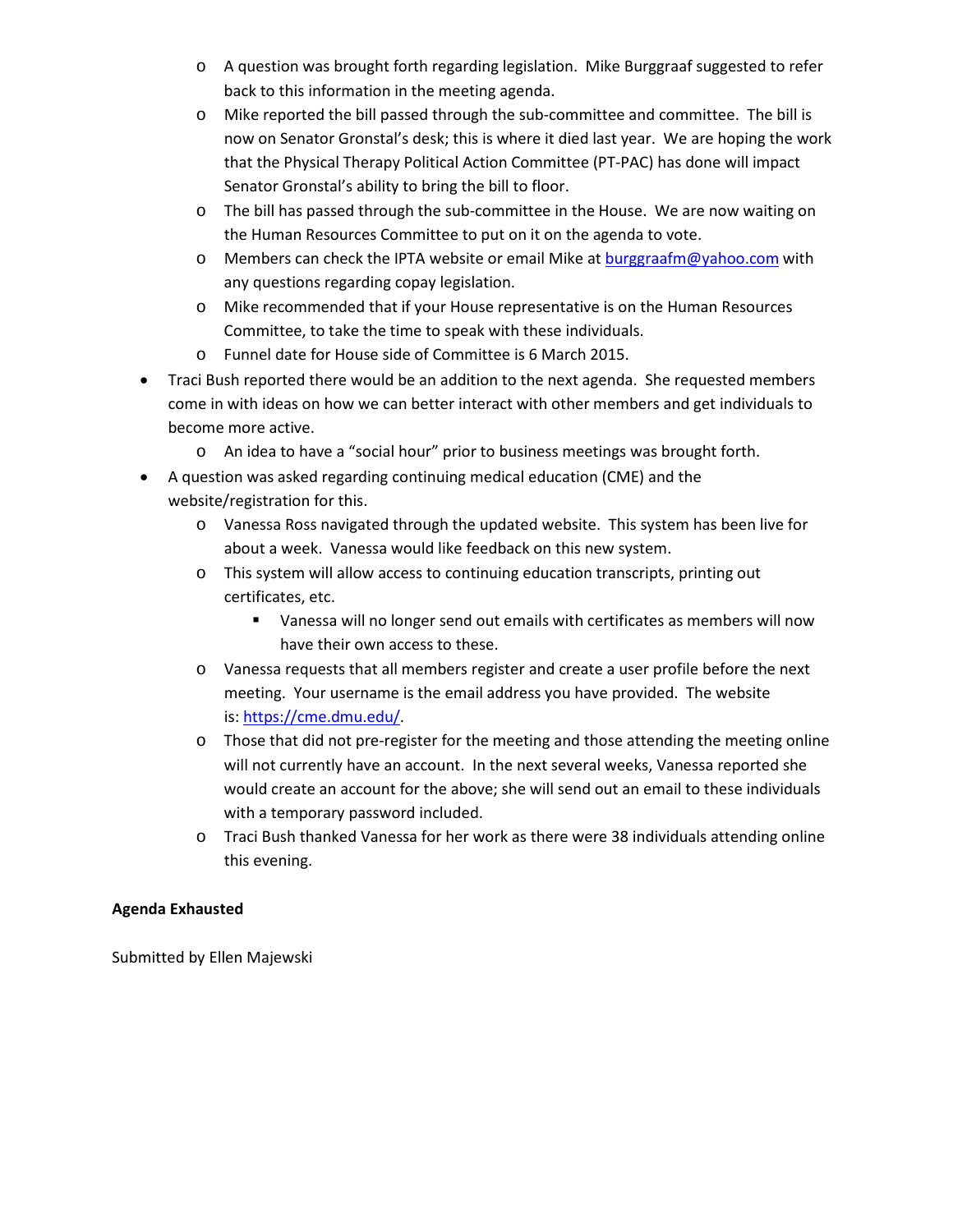- A question was brought forth regarding legislation. Mike Burggraaf suggested to refer back to this information in the meeting agenda.
  - Mike reported the bill passed through the sub-committee and committee. The bill is now on Senator Gronstal's desk; this is where it died last year. We are hoping the work that the Physical Therapy Political Action Committee (PT-PAC) has done will impact Senator Gronstal's ability to bring the bill to floor.
  - The bill has passed through the sub-committee in the House. We are now waiting on the Human Resources Committee to put on it on the agenda to vote.
  - Members can check the IPTA website or email Mike at [burggraafm@yahoo.com](mailto:burggraafm@yahoo.com) with any questions regarding copay legislation.
  - Mike recommended that if your House representative is on the Human Resources Committee, to take the time to speak with these individuals.
  - Funnel date for House side of Committee is 6 March 2015.
- Traci Bush reported there would be an addition to the next agenda. She requested members come in with ideas on how we can better interact with other members and get individuals to become more active.
  - An idea to have a "social hour" prior to business meetings was brought forth.
- A question was asked regarding continuing medical education (CME) and the website/registration for this.
  - Vanessa Ross navigated through the updated website. This system has been live for about a week. Vanessa would like feedback on this new system.
  - This system will allow access to continuing education transcripts, printing out certificates, etc.
    - Vanessa will no longer send out emails with certificates as members will now have their own access to these.
  - Vanessa requests that all members register and create a user profile before the next meeting. Your username is the email address you have provided. The website is: [https://cme.dmu.edu/](https://cme.dmu.edu/).
  - Those that did not pre-register for the meeting and those attending the meeting online will not currently have an account. In the next several weeks, Vanessa reported she would create an account for the above; she will send out an email to these individuals with a temporary password included.
  - Traci Bush thanked Vanessa for her work as there were 38 individuals attending online this evening.

**Agenda Exhausted**

Submitted by Ellen Majewski